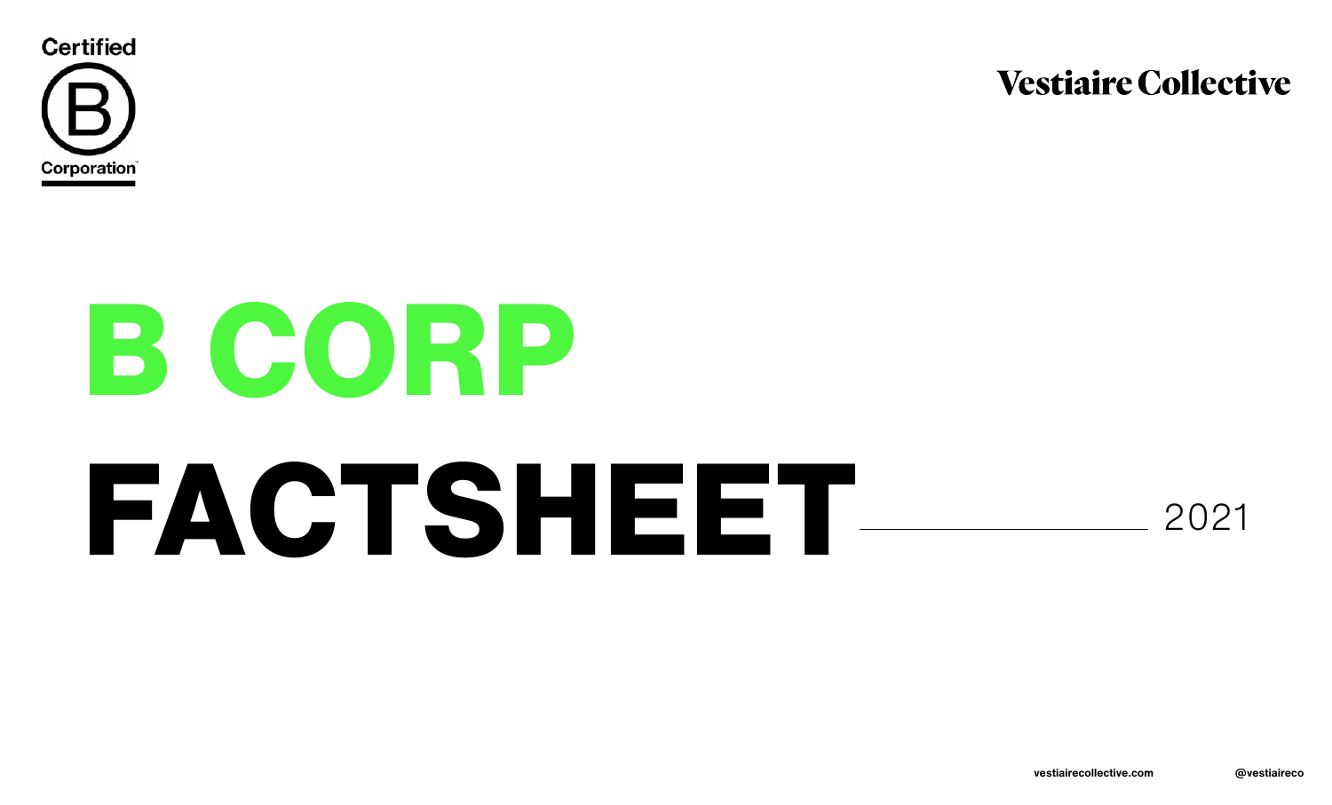Certified B Corporation

Vestiaire Collective

# B CORP FACTSHEET

2021

vestiairecollective.com

@vestiaireco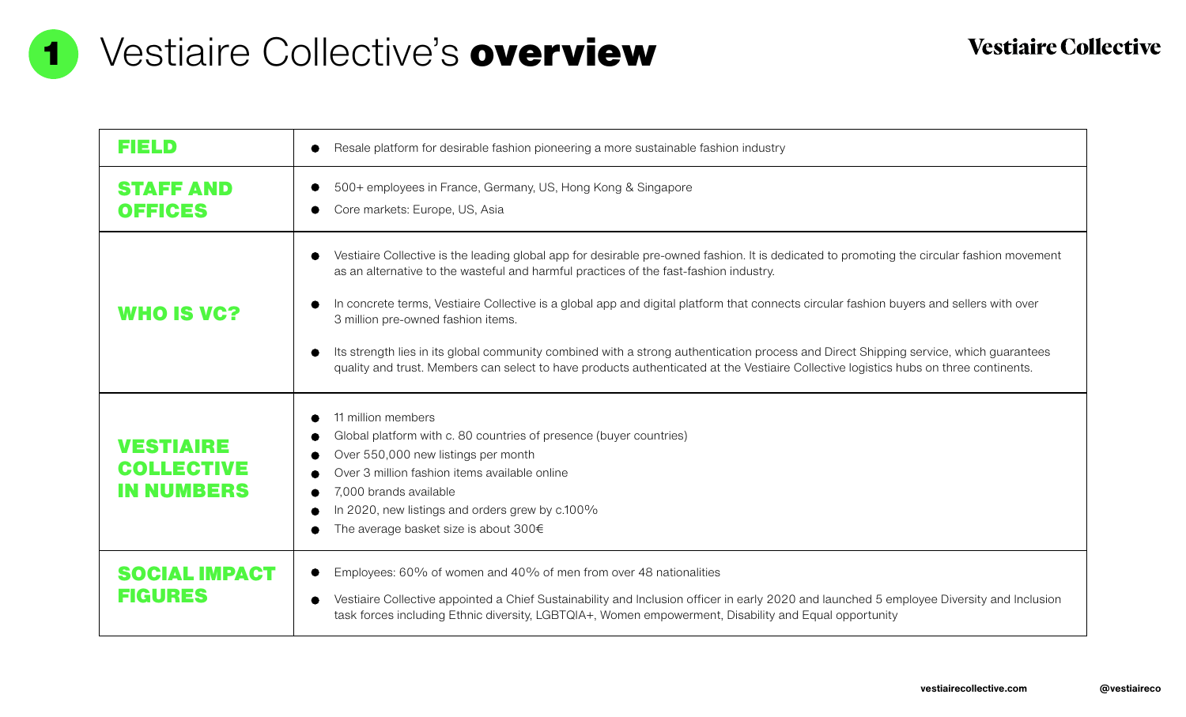# 1 Vestiaire Collective's **overview**

| | |
|---|---|
| **FIELD** | • Resale platform for desirable fashion pioneering a more sustainable fashion industry |
| **STAFF AND OFFICES** | • 500+ employees in France, Germany, US, Hong Kong & Singapore<br>• Core markets: Europe, US, Asia |
| **WHO IS VC?** | • Vestiaire Collective is the leading global app for desirable pre-owned fashion. It is dedicated to promoting the circular fashion movement as an alternative to the wasteful and harmful practices of the fast-fashion industry.<br>• In concrete terms, Vestiaire Collective is a global app and digital platform that connects circular fashion buyers and sellers with over 3 million pre-owned fashion items.<br>• Its strength lies in its global community combined with a strong authentication process and Direct Shipping service, which guarantees quality and trust. Members can select to have products authenticated at the Vestiaire Collective logistics hubs on three continents. |
| **VESTIAIRE COLLECTIVE IN NUMBERS** | • 11 million members<br>• Global platform with c. 80 countries of presence (buyer countries)<br>• Over 550,000 new listings per month<br>• Over 3 million fashion items available online<br>• 7,000 brands available<br>• In 2020, new listings and orders grew by c.100%<br>• The average basket size is about 300€ |
| **SOCIAL IMPACT FIGURES** | • Employees: 60% of women and 40% of men from over 48 nationalities<br>• Vestiaire Collective appointed a Chief Sustainability and Inclusion officer in early 2020 and launched 5 employee Diversity and Inclusion task forces including Ethnic diversity, LGBTQIA+, Women empowerment, Disability and Equal opportunity |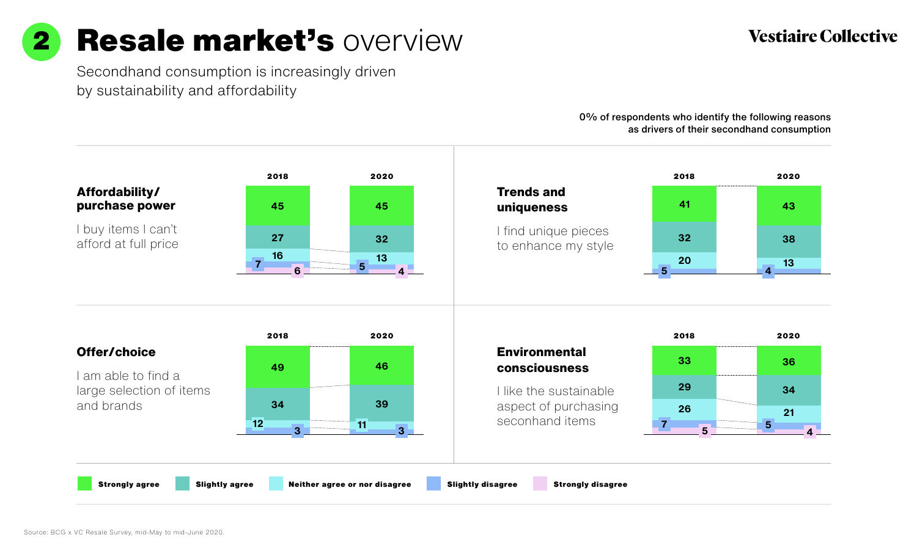# 2 **Resale market's** overview

Secondhand consumption is increasingly driven by sustainability and affordability

**0% of respondents who identify the following reasons as drivers of their secondhand consumption**

### Affordability/ purchase power

I buy items I can't afford at full price

| | 2018 | 2020 |
|---|---|---|
| Strongly agree | 45 | 45 |
| Slightly agree | 27 | 32 |
| Neither agree or nor disagree | 16 | 13 |
| Slightly disagree | 7 | 5 |
| Strongly disagree | 6 | 4 |

### Trends and uniqueness

I find unique pieces to enhance my style

| | 2018 | 2020 |
|---|---|---|
| Strongly agree | 41 | 43 |
| Slightly agree | 32 | 38 |
| Neither agree or nor disagree | 20 | 13 |
| Slightly disagree | 5 | 4 |

### Offer/choice

I am able to find a large selection of items and brands

| | 2018 | 2020 |
|---|---|---|
| Strongly agree | 49 | 46 |
| Slightly agree | 34 | 39 |
| Neither agree or nor disagree | 12 | 11 |
| Slightly disagree | 3 | 3 |

### Environmental consciousness

I like the sustainable aspect of purchasing seconhand items

| | 2018 | 2020 |
|---|---|---|
| Strongly agree | 33 | 36 |
| Slightly agree | 29 | 34 |
| Neither agree or nor disagree | 26 | 21 |
| Slightly disagree | 7 | 5 |
| Strongly disagree | 5 | 4 |

Legend: **Strongly agree** | **Slightly agree** | **Neither agree or nor disagree** | **Slightly disagree** | **Strongly disagree**

Source: BCG x VC Resale Survey, mid-May to mid-June 2020.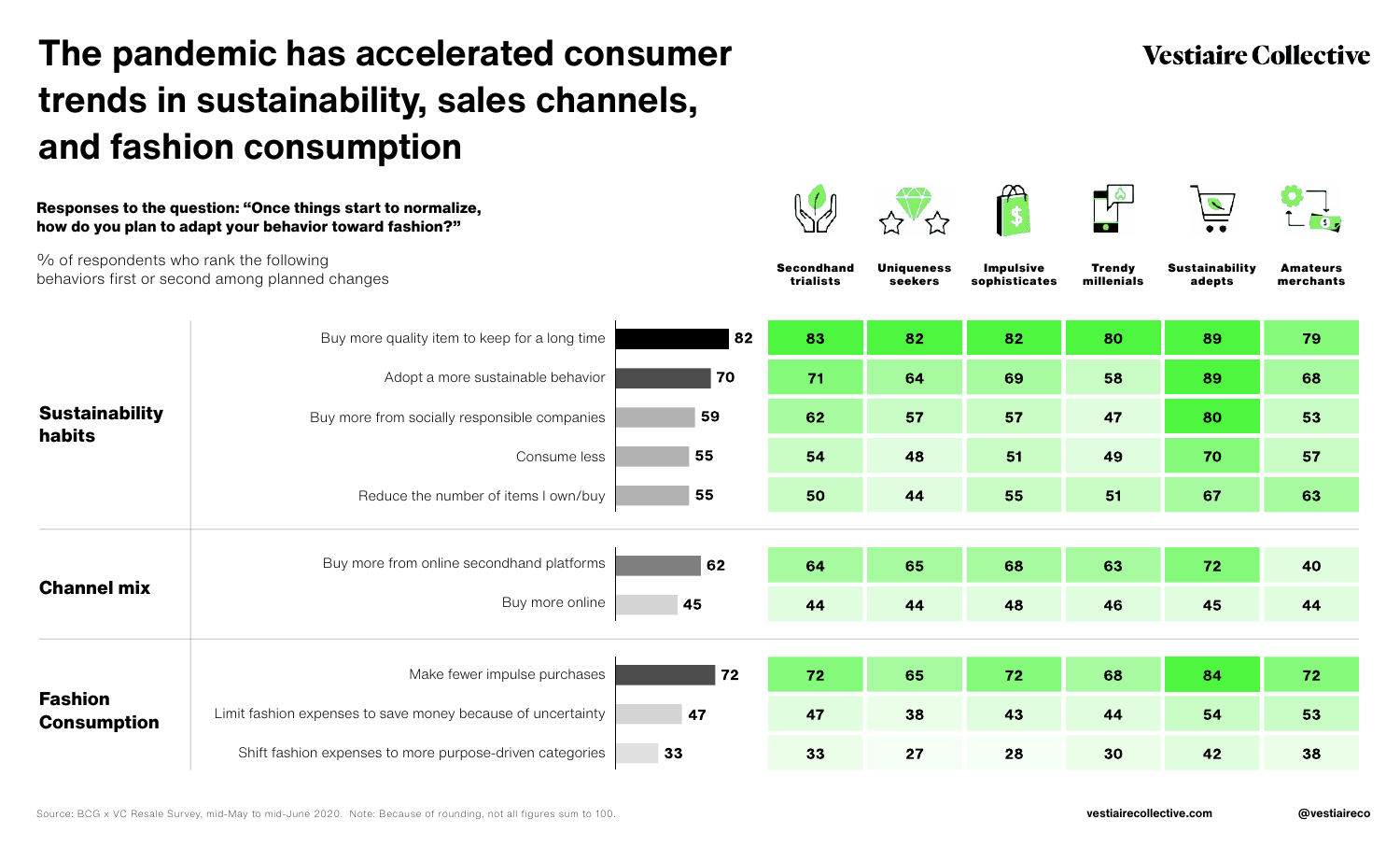# The pandemic has accelerated consumer trends in sustainability, sales channels, and fashion consumption

**Responses to the question: "Once things start to normalize, how do you plan to adapt your behavior toward fashion?"**

% of respondents who rank the following behaviors first or second among planned changes

| Category | Behavior | Total | Secondhand trialists | Uniqueness seekers | Impulsive sophisticates | Trendy millenials | Sustainability adepts | Amateurs merchants |
|---|---|---|---|---|---|---|---|---|
| **Sustainability habits** | Buy more quality item to keep for a long time | 82 | 83 | 82 | 82 | 80 | 89 | 79 |
| | Adopt a more sustainable behavior | 70 | 71 | 64 | 69 | 58 | 89 | 68 |
| | Buy more from socially responsible companies | 59 | 62 | 57 | 57 | 47 | 80 | 53 |
| | Consume less | 55 | 54 | 48 | 51 | 49 | 70 | 57 |
| | Reduce the number of items I own/buy | 55 | 50 | 44 | 55 | 51 | 67 | 63 |
| **Channel mix** | Buy more from online secondhand platforms | 62 | 64 | 65 | 68 | 63 | 72 | 40 |
| | Buy more online | 45 | 44 | 44 | 48 | 46 | 45 | 44 |
| **Fashion Consumption** | Make fewer impulse purchases | 72 | 72 | 65 | 72 | 68 | 84 | 72 |
| | Limit fashion expenses to save money because of uncertainty | 47 | 47 | 38 | 43 | 44 | 54 | 53 |
| | Shift fashion expenses to more purpose-driven categories | 33 | 33 | 27 | 28 | 30 | 42 | 38 |

Source: BCG x VC Resale Survey, mid-May to mid-June 2020. Note: Because of rounding, not all figures sum to 100.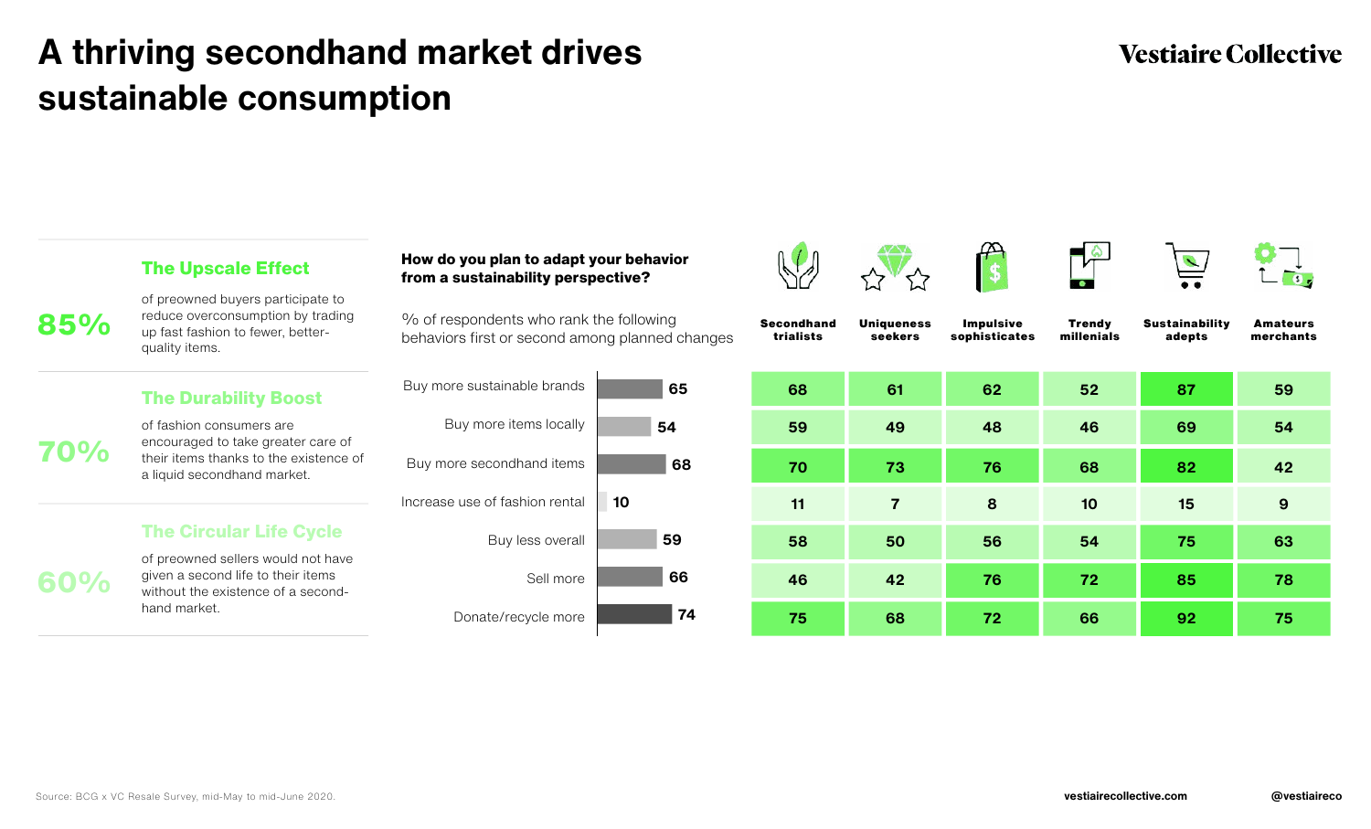# A thriving secondhand market drives sustainable consumption

**85%**

### The Upscale Effect

of preowned buyers participate to reduce overconsumption by trading up fast fashion to fewer, better-quality items.

**70%**

### The Durability Boost

of fashion consumers are encouraged to take greater care of their items thanks to the existence of a liquid secondhand market.

**60%**

### The Circular Life Cycle

of preowned sellers would not have given a second life to their items without the existence of a second-hand market.

**How do you plan to adapt your behavior from a sustainability perspective?**

% of respondents who rank the following behaviors first or second among planned changes

| Behavior | Overall | Secondhand trialists | Uniqueness seekers | Impulsive sophisticates | Trendy millenials | Sustainability adepts | Amateurs merchants |
|---|---|---|---|---|---|---|---|
| Buy more sustainable brands | 65 | 68 | 61 | 62 | 52 | 87 | 59 |
| Buy more items locally | 54 | 59 | 49 | 48 | 46 | 69 | 54 |
| Buy more secondhand items | 68 | 70 | 73 | 76 | 68 | 82 | 42 |
| Increase use of fashion rental | 10 | 11 | 7 | 8 | 10 | 15 | 9 |
| Buy less overall | 59 | 58 | 50 | 56 | 54 | 75 | 63 |
| Sell more | 66 | 46 | 42 | 76 | 72 | 85 | 78 |
| Donate/recycle more | 74 | 75 | 68 | 72 | 66 | 92 | 75 |

Source: BCG x VC Resale Survey, mid-May to mid-June 2020.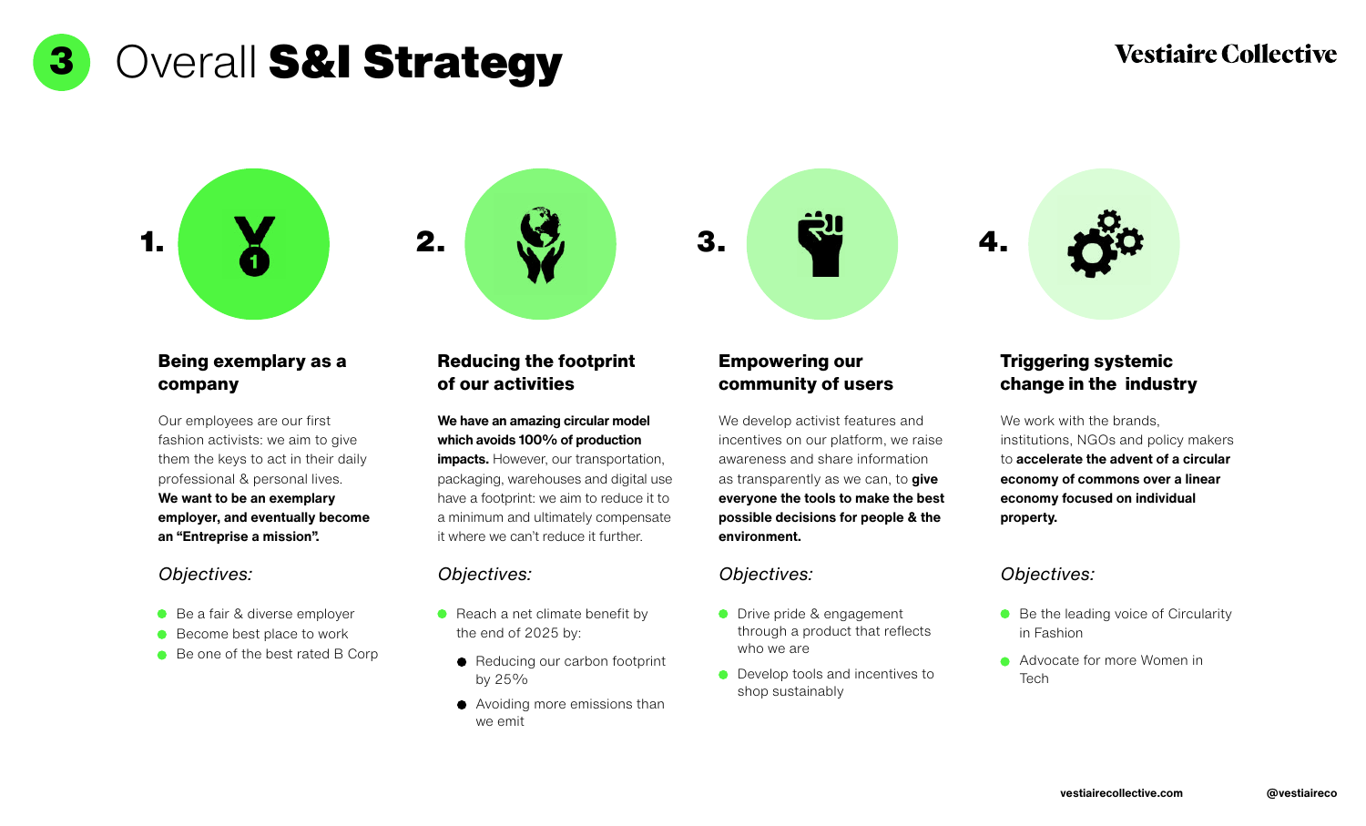# 3 Overall **S&I Strategy**

## 1. Being exemplary as a company

Our employees are our first fashion activists: we aim to give them the keys to act in their daily professional & personal lives. **We want to be an exemplary employer, and eventually become an "Entreprise a mission".**

*Objectives:*

- Be a fair & diverse employer
- Become best place to work
- Be one of the best rated B Corp

## 2. Reducing the footprint of our activities

**We have an amazing circular model which avoids 100% of production impacts.** However, our transportation, packaging, warehouses and digital use have a footprint: we aim to reduce it to a minimum and ultimately compensate it where we can't reduce it further.

*Objectives:*

- Reach a net climate benefit by the end of 2025 by:
  - Reducing our carbon footprint by 25%
  - Avoiding more emissions than we emit

## 3. Empowering our community of users

We develop activist features and incentives on our platform, we raise awareness and share information as transparently as we can, to **give everyone the tools to make the best possible decisions for people & the environment.**

*Objectives:*

- Drive pride & engagement through a product that reflects who we are
- Develop tools and incentives to shop sustainably

## 4. Triggering systemic change in the industry

We work with the brands, institutions, NGOs and policy makers to **accelerate the advent of a circular economy of commons over a linear economy focused on individual property.**

*Objectives:*

- Be the leading voice of Circularity in Fashion
- Advocate for more Women in Tech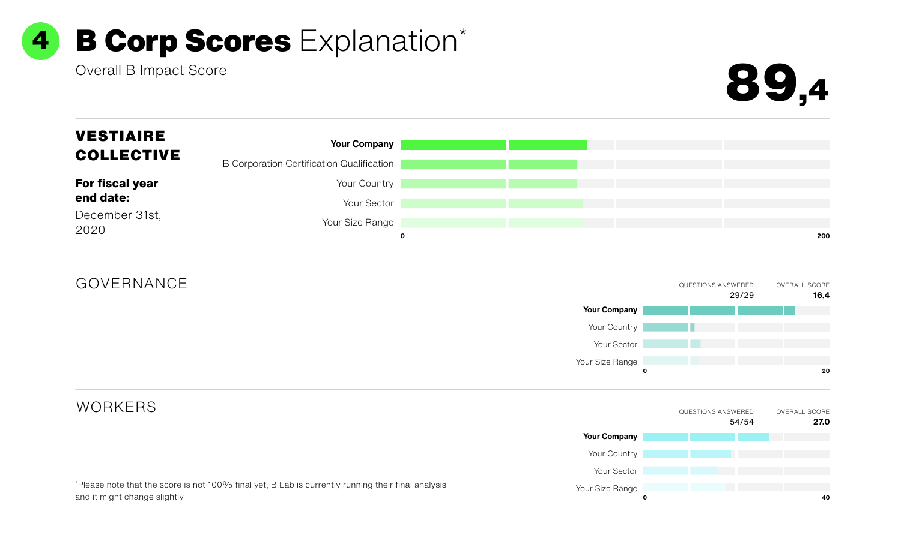# 4 B Corp Scores Explanation*

Overall B Impact Score

**89,4**

---

**VESTIAIRE COLLECTIVE**

**For fiscal year end date:**
December 31st, 2020

**Your Company**
B Corporation Certification Qualification
Your Country
Your Sector
Your Size Range

0 — 200

---

## GOVERNANCE

| QUESTIONS ANSWERED | OVERALL SCORE |
|---|---|
| 29/29 | **16,4** |

**Your Company**
Your Country
Your Sector
Your Size Range

0 — 20

---

## WORKERS

| QUESTIONS ANSWERED | OVERALL SCORE |
|---|---|
| 54/54 | **27.0** |

**Your Company**
Your Country
Your Sector
Your Size Range

0 — 40

*Please note that the score is not 100% final yet, B Lab is currently running their final analysis and it might change slightly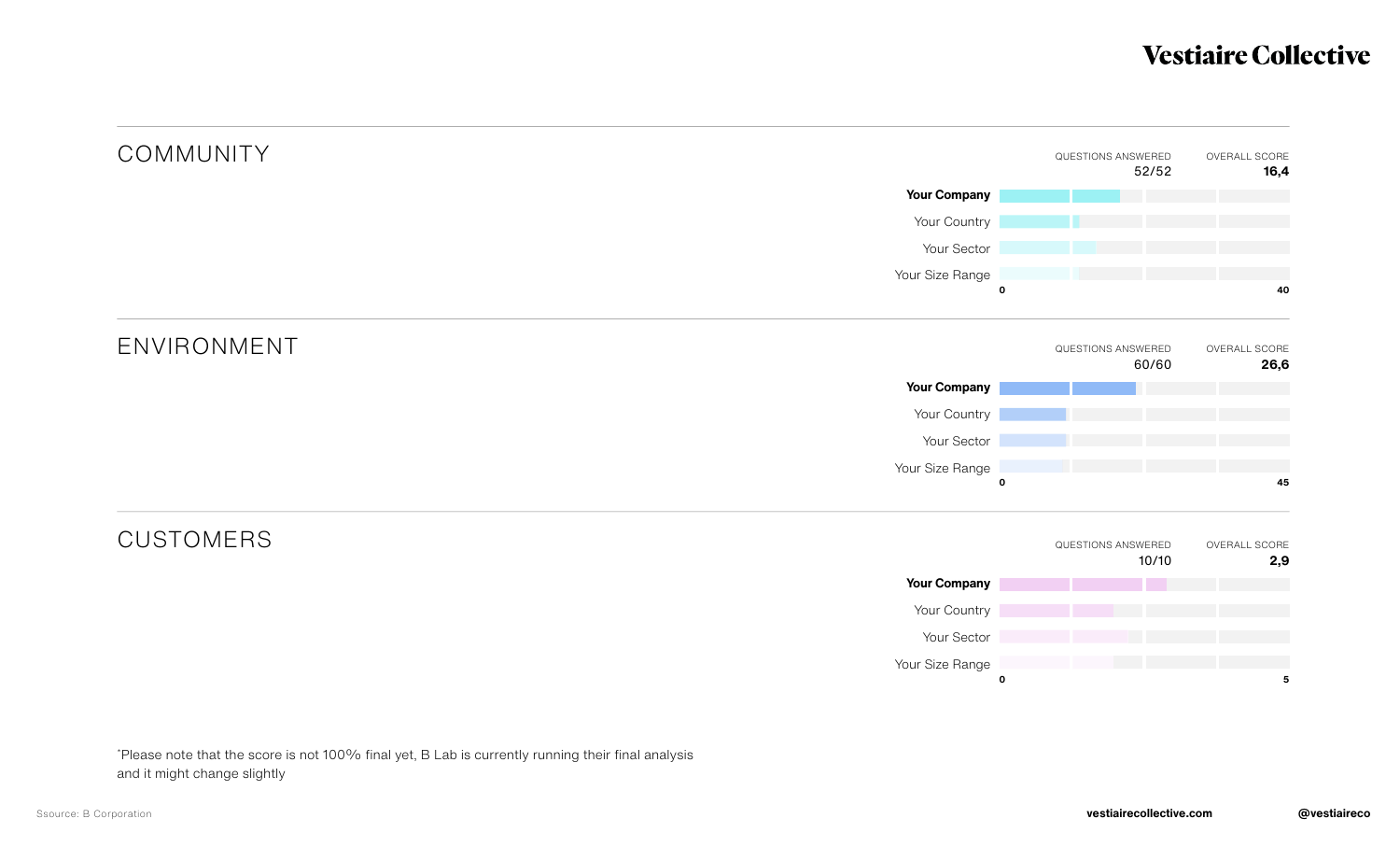## COMMUNITY

| | |
|---|---|
| QUESTIONS ANSWERED | 52/52 |
| OVERALL SCORE | **16,4** |

- **Your Company**
- Your Country
- Your Sector
- Your Size Range

0 — 40

## ENVIRONMENT

| | |
|---|---|
| QUESTIONS ANSWERED | 60/60 |
| OVERALL SCORE | **26,6** |

- **Your Company**
- Your Country
- Your Sector
- Your Size Range

0 — 45

## CUSTOMERS

| | |
|---|---|
| QUESTIONS ANSWERED | 10/10 |
| OVERALL SCORE | **2,9** |

- **Your Company**
- Your Country
- Your Sector
- Your Size Range

0 — 5

*Please note that the score is not 100% final yet, B Lab is currently running their final analysis and it might change slightly

Ssource: B Corporation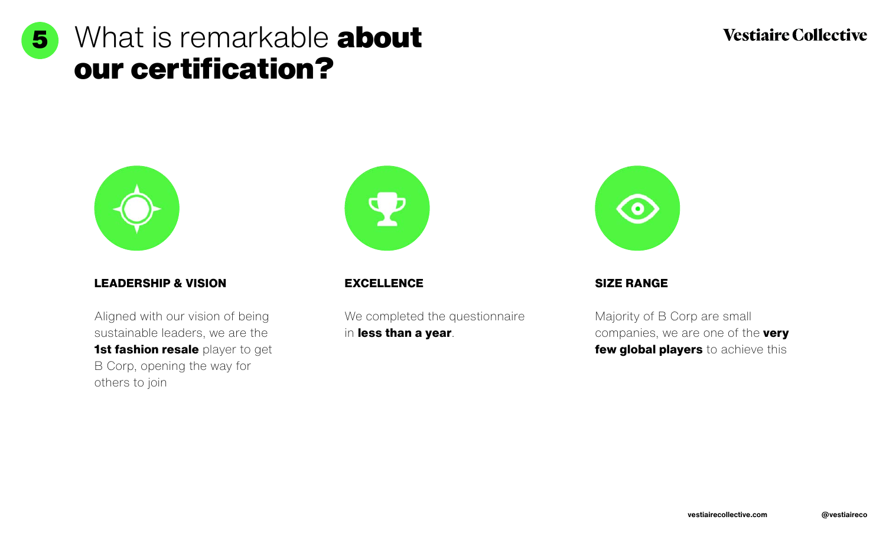# 5 What is remarkable **about our certification?**

Vestiaire Collective

### LEADERSHIP & VISION

Aligned with our vision of being sustainable leaders, we are the **1st fashion resale** player to get B Corp, opening the way for others to join

### EXCELLENCE

We completed the questionnaire in **less than a year**.

### SIZE RANGE

Majority of B Corp are small companies, we are one of the **very few global players** to achieve this

vestiairecollective.com @vestiaireco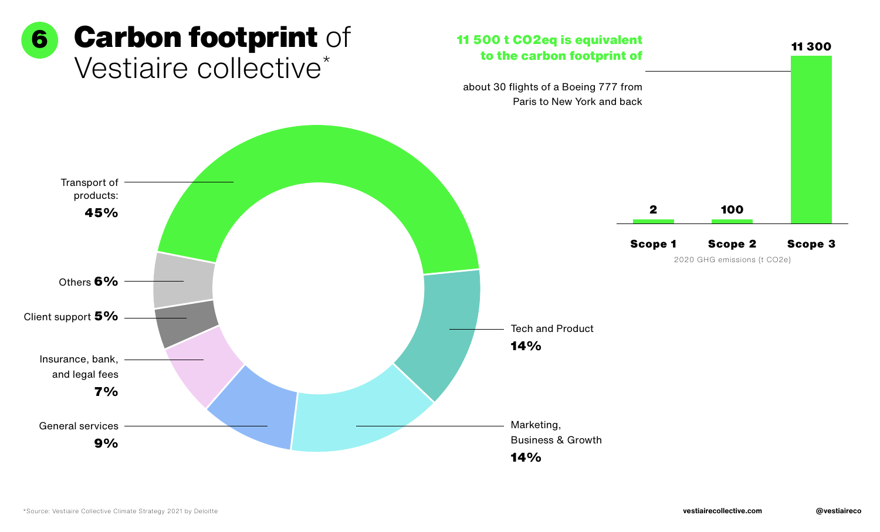# 6 **Carbon footprint** of Vestiaire collective*

**11 500 t CO2eq is equivalent to the carbon footprint of**

about 30 flights of a Boeing 777 from Paris to New York and back

| | Scope 1 | Scope 2 | Scope 3 |
|---|---|---|---|
| 2020 GHG emissions (t CO2e) | 2 | 100 | 11 300 |

- Transport of products: **45%**
- Tech and Product **14%**
- Marketing, Business & Growth **14%**
- General services **9%**
- Insurance, bank, and legal fees **7%**
- Others **6%**
- Client support **5%**

*Source: Vestiaire Collective Climate Strategy 2021 by Deloitte

vestiairecollective.com @vestiaireco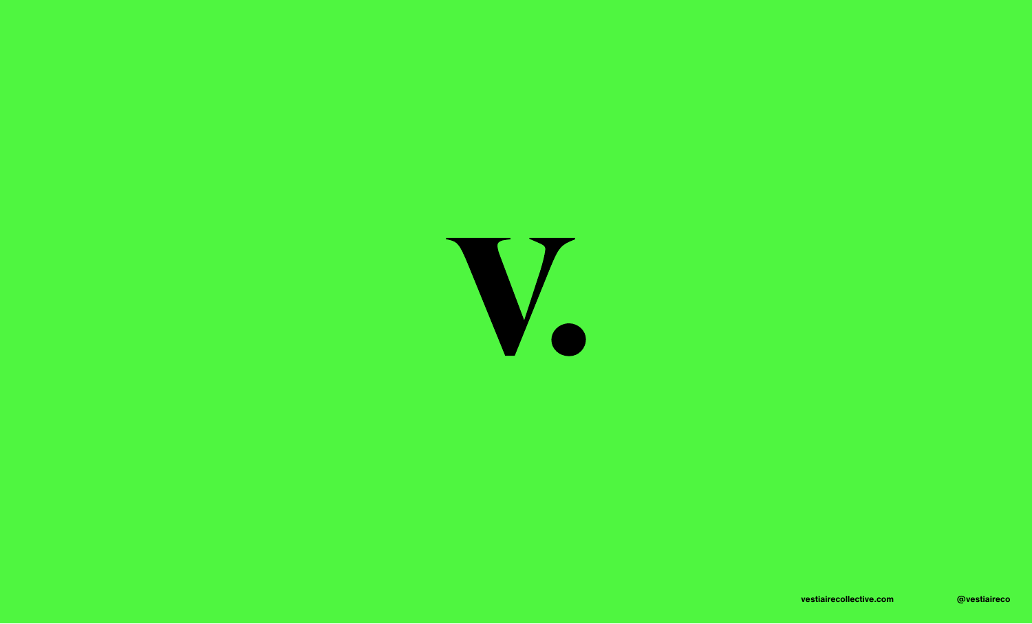V.

vestiairecollective.com

@vestiaireco